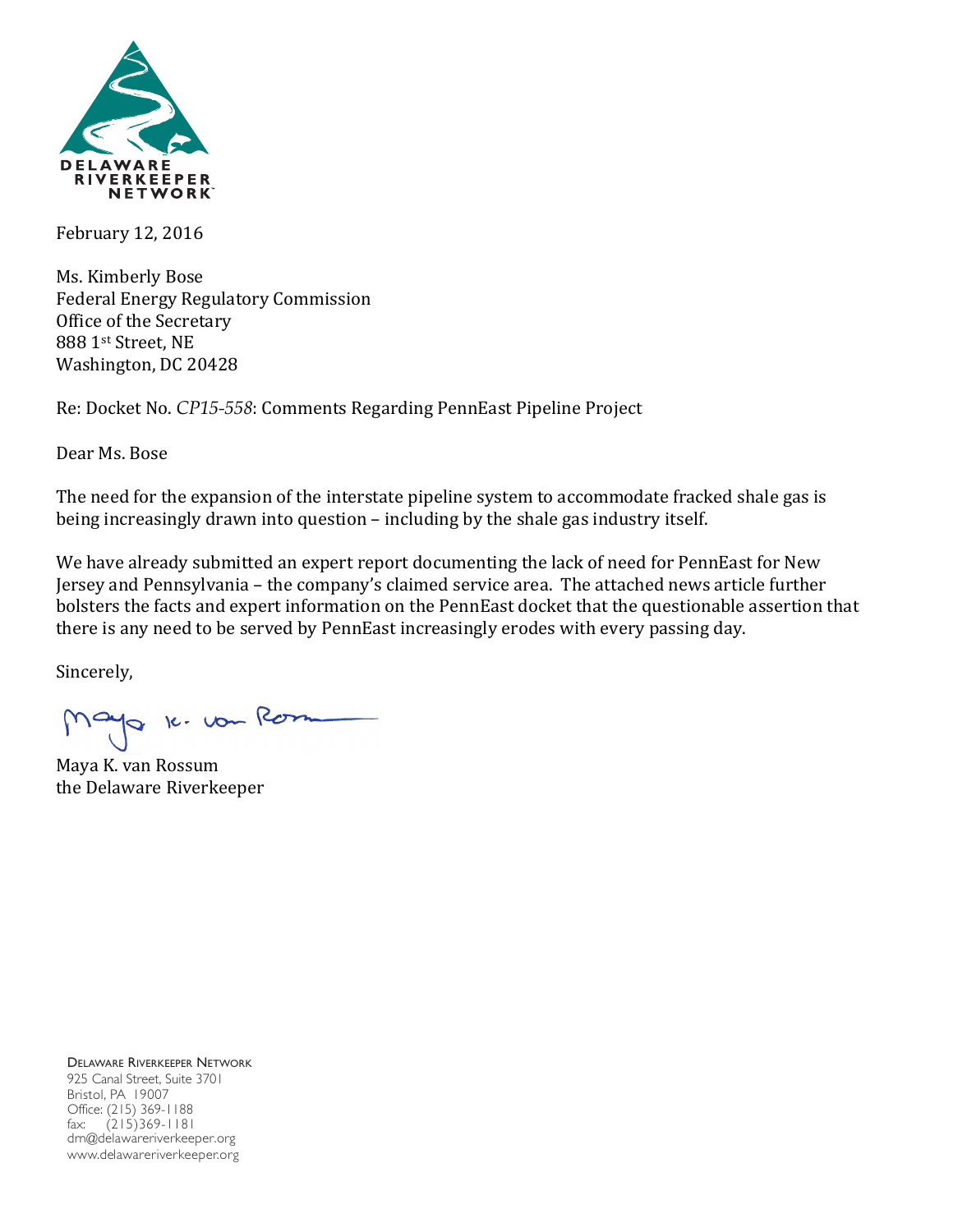DELAWARE RIVERKEEPER NETWORK

February 12, 2016

Ms. Kimberly Bose
Federal Energy Regulatory Commission
Office of the Secretary
888 1st Street, NE
Washington, DC 20428

Re: Docket No. *CP15-558*: Comments Regarding PennEast Pipeline Project

Dear Ms. Bose

The need for the expansion of the interstate pipeline system to accommodate fracked shale gas is being increasingly drawn into question – including by the shale gas industry itself.

We have already submitted an expert report documenting the lack of need for PennEast for New Jersey and Pennsylvania – the company's claimed service area. The attached news article further bolsters the facts and expert information on the PennEast docket that the questionable assertion that there is any need to be served by PennEast increasingly erodes with every passing day.

Sincerely,

Maya K. van Rossum
the Delaware Riverkeeper

DELAWARE RIVERKEEPER NETWORK
925 Canal Street, Suite 3701
Bristol, PA 19007
Office: (215) 369-1188
fax: (215)369-1181
dm@delawareriverkeeper.org
www.delawareriverkeeper.org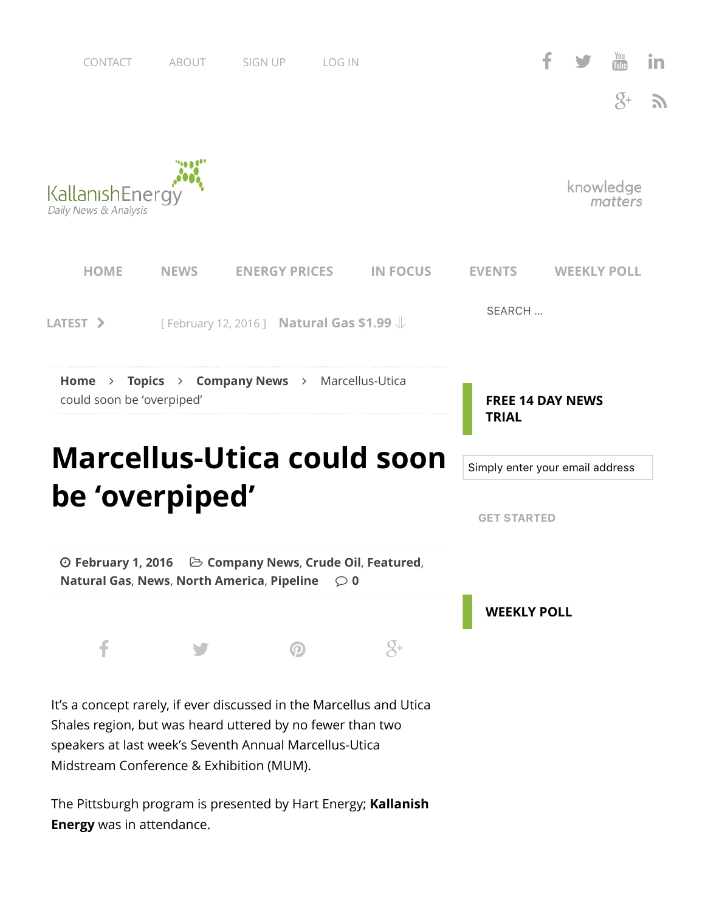CONTACT ABOUT SIGN UP LOG IN

Kallanish Energy
*Daily News & Analysis*

knowledge *matters*

HOME NEWS ENERGY PRICES IN FOCUS EVENTS WEEKLY POLL

LATEST [ February 12, 2016 ] **Natural Gas $1.99**

SEARCH ...

**Home** > **Topics** > **Company News** > Marcellus-Utica could soon be 'overpiped'

# Marcellus-Utica could soon be 'overpiped'

**February 1, 2016** **Company News**, **Crude Oil**, **Featured**, **Natural Gas**, **News**, **North America**, **Pipeline** **0**

It's a concept rarely, if ever discussed in the Marcellus and Utica Shales region, but was heard uttered by no fewer than two speakers at last week's Seventh Annual Marcellus-Utica Midstream Conference & Exhibition (MUM).

The Pittsburgh program is presented by Hart Energy; **Kallanish Energy** was in attendance.

**FREE 14 DAY NEWS TRIAL**

Simply enter your email address

GET STARTED

**WEEKLY POLL**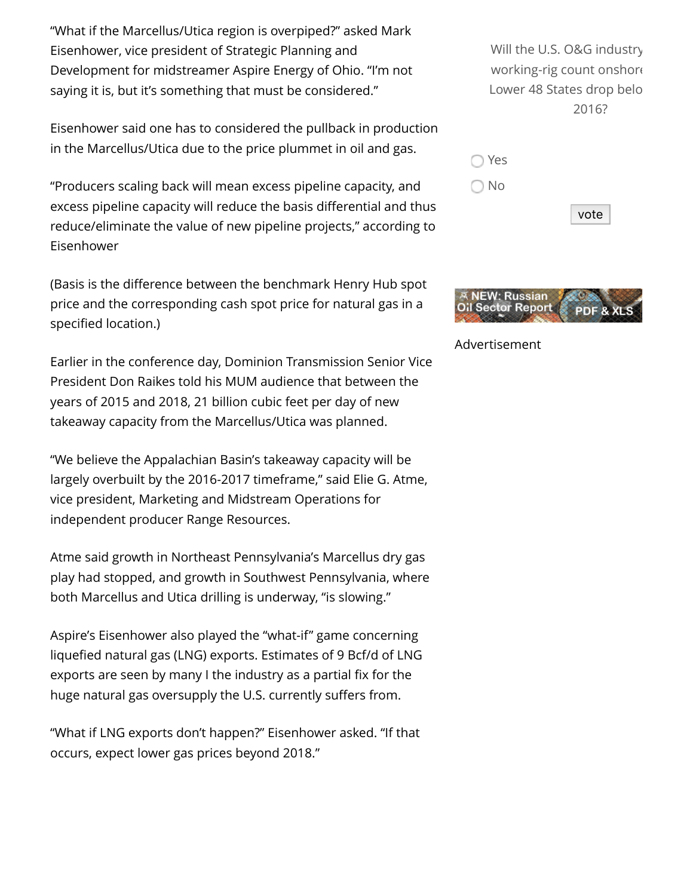"What if the Marcellus/Utica region is overpiped?" asked Mark Eisenhower, vice president of Strategic Planning and Development for midstreamer Aspire Energy of Ohio. "I'm not saying it is, but it's something that must be considered."

Eisenhower said one has to considered the pullback in production in the Marcellus/Utica due to the price plummet in oil and gas.

"Producers scaling back will mean excess pipeline capacity, and excess pipeline capacity will reduce the basis differential and thus reduce/eliminate the value of new pipeline projects," according to Eisenhower

(Basis is the difference between the benchmark Henry Hub spot price and the corresponding cash spot price for natural gas in a specified location.)

Earlier in the conference day, Dominion Transmission Senior Vice President Don Raikes told his MUM audience that between the years of 2015 and 2018, 21 billion cubic feet per day of new takeaway capacity from the Marcellus/Utica was planned.

"We believe the Appalachian Basin's takeaway capacity will be largely overbuilt by the 2016-2017 timeframe," said Elie G. Atme, vice president, Marketing and Midstream Operations for independent producer Range Resources.

Atme said growth in Northeast Pennsylvania's Marcellus dry gas play had stopped, and growth in Southwest Pennsylvania, where both Marcellus and Utica drilling is underway, "is slowing."

Aspire's Eisenhower also played the "what-if" game concerning liquefied natural gas (LNG) exports. Estimates of 9 Bcf/d of LNG exports are seen by many I the industry as a partial fix for the huge natural gas oversupply the U.S. currently suffers from.

"What if LNG exports don't happen?" Eisenhower asked. "If that occurs, expect lower gas prices beyond 2018."

Will the U.S. O&G industry working-rig count onshore Lower 48 States drop belo 2016?

Yes

No

vote

NEW: Russian Oil Sector Report PDF & XLS

Advertisement